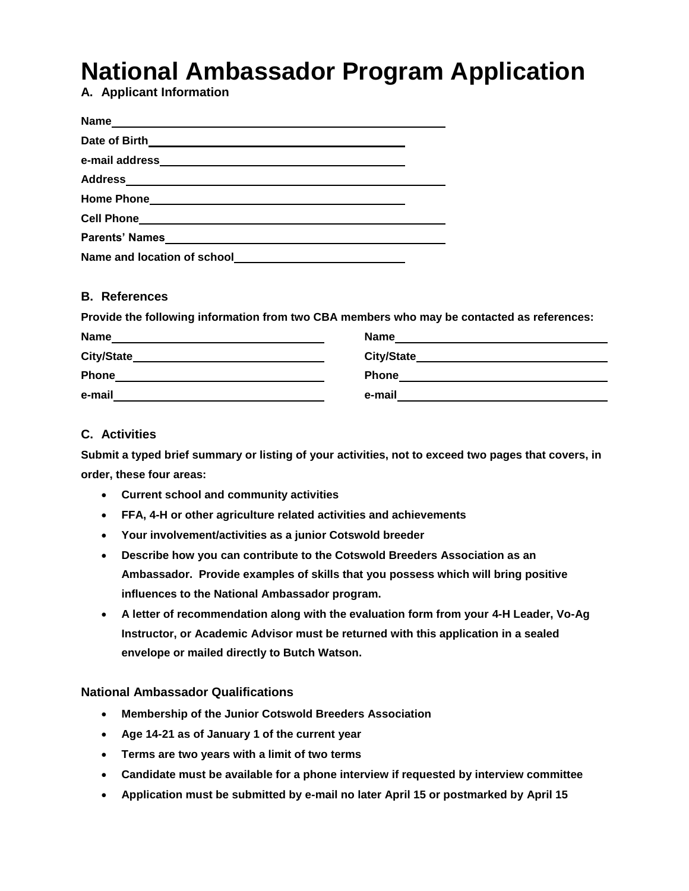# National Ambassador Program Application

## A. Applicant Information

**Name** ______________________________

**Date of Birth** ______________________________

**e-mail address** ______________________________

**Address** ______________________________

**Home Phone** ______________________________

**Cell Phone** ______________________________

**Parents' Names** ______________________________

**Name and location of school** ______________________________

## B. References

**Provide the following information from two CBA members who may be contacted as references:**

| | |
|---|---|
| **Name** ______________________ | **Name** ______________________ |
| **City/State** ______________________ | **City/State** ______________________ |
| **Phone** ______________________ | **Phone** ______________________ |
| **e-mail** ______________________ | **e-mail** ______________________ |

## C. Activities

**Submit a typed brief summary or listing of your activities, not to exceed two pages that covers, in order, these four areas:**

- **Current school and community activities**
- **FFA, 4-H or other agriculture related activities and achievements**
- **Your involvement/activities as a junior Cotswold breeder**
- **Describe how you can contribute to the Cotswold Breeders Association as an Ambassador. Provide examples of skills that you possess which will bring positive influences to the National Ambassador program.**
- **A letter of recommendation along with the evaluation form from your 4-H Leader, Vo-Ag Instructor, or Academic Advisor must be returned with this application in a sealed envelope or mailed directly to Butch Watson.**

### National Ambassador Qualifications

- **Membership of the Junior Cotswold Breeders Association**
- **Age 14-21 as of January 1 of the current year**
- **Terms are two years with a limit of two terms**
- **Candidate must be available for a phone interview if requested by interview committee**
- **Application must be submitted by e-mail no later April 15 or postmarked by April 15**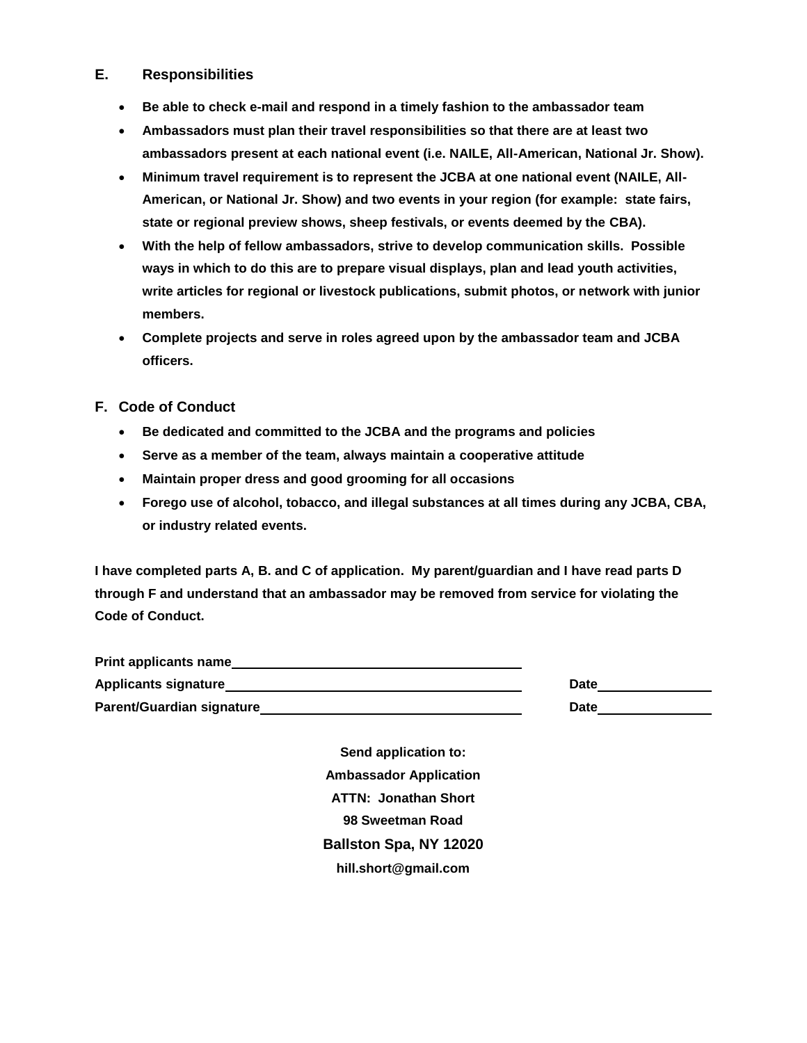## E. Responsibilities

- **Be able to check e-mail and respond in a timely fashion to the ambassador team**
- **Ambassadors must plan their travel responsibilities so that there are at least two ambassadors present at each national event (i.e. NAILE, All-American, National Jr. Show).**
- **Minimum travel requirement is to represent the JCBA at one national event (NAILE, All-American, or National Jr. Show) and two events in your region (for example: state fairs, state or regional preview shows, sheep festivals, or events deemed by the CBA).**
- **With the help of fellow ambassadors, strive to develop communication skills. Possible ways in which to do this are to prepare visual displays, plan and lead youth activities, write articles for regional or livestock publications, submit photos, or network with junior members.**
- **Complete projects and serve in roles agreed upon by the ambassador team and JCBA officers.**

## F. Code of Conduct

- **Be dedicated and committed to the JCBA and the programs and policies**
- **Serve as a member of the team, always maintain a cooperative attitude**
- **Maintain proper dress and good grooming for all occasions**
- **Forego use of alcohol, tobacco, and illegal substances at all times during any JCBA, CBA, or industry related events.**

**I have completed parts A, B. and C of application. My parent/guardian and I have read parts D through F and understand that an ambassador may be removed from service for violating the Code of Conduct.**

**Print applicants name**\_\_\_\_\_\_\_\_\_\_\_\_\_\_\_\_\_\_\_\_\_\_\_\_\_\_\_\_\_\_\_\_\_\_\_\_\_\_\_\_

**Applicants signature**\_\_\_\_\_\_\_\_\_\_\_\_\_\_\_\_\_\_\_\_\_\_\_\_\_\_\_\_\_\_\_\_\_\_\_\_\_\_\_\_ **Date**\_\_\_\_\_\_\_\_\_\_\_\_\_\_\_\_

**Parent/Guardian signature**\_\_\_\_\_\_\_\_\_\_\_\_\_\_\_\_\_\_\_\_\_\_\_\_\_\_\_\_\_\_\_\_\_\_\_\_ **Date**\_\_\_\_\_\_\_\_\_\_\_\_\_\_\_\_

**Send application to:**
**Ambassador Application**
**ATTN: Jonathan Short**
**98 Sweetman Road**
**Ballston Spa, NY 12020**
**hill.short@gmail.com**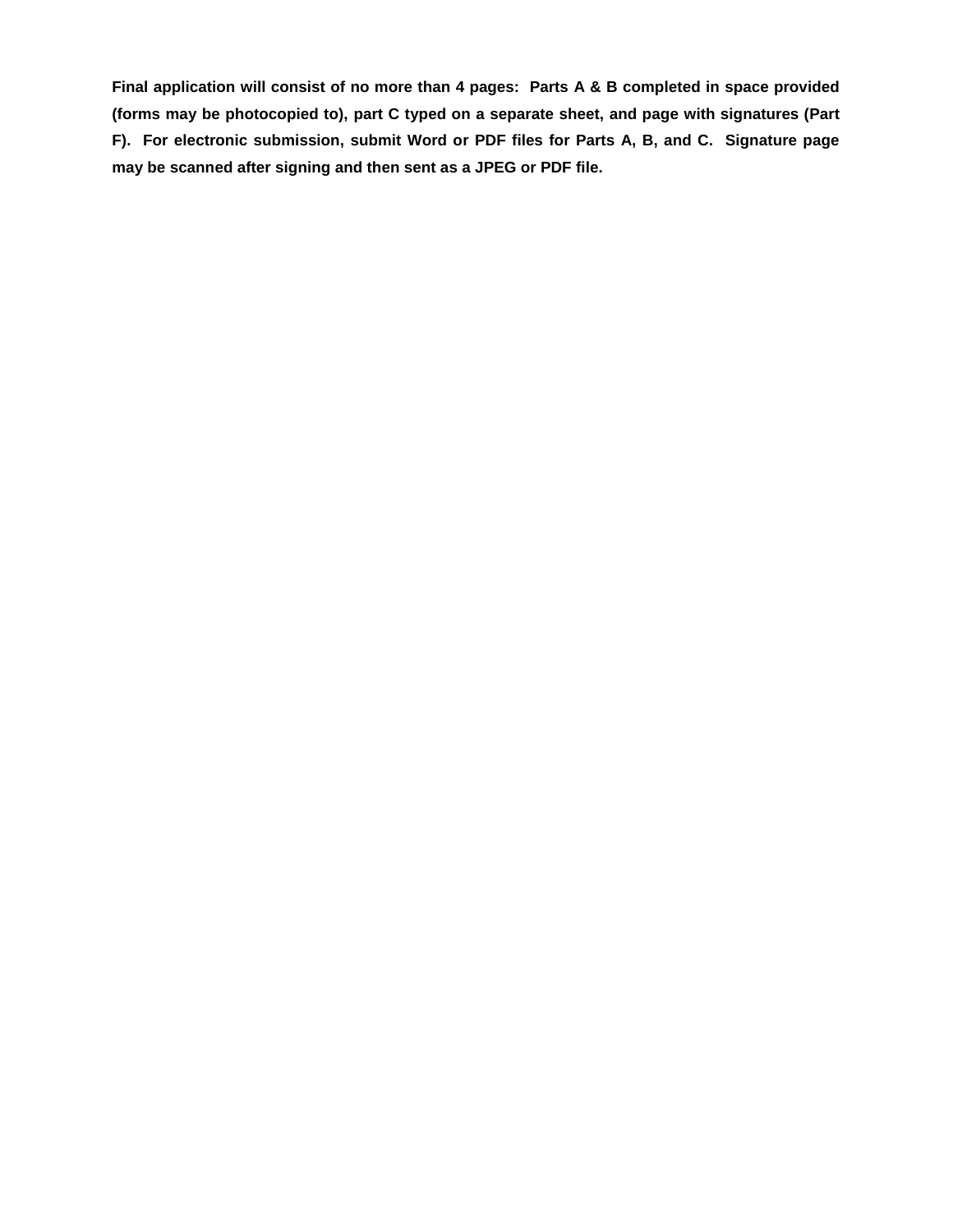**Final application will consist of no more than 4 pages: Parts A & B completed in space provided (forms may be photocopied to), part C typed on a separate sheet, and page with signatures (Part F). For electronic submission, submit Word or PDF files for Parts A, B, and C. Signature page may be scanned after signing and then sent as a JPEG or PDF file.**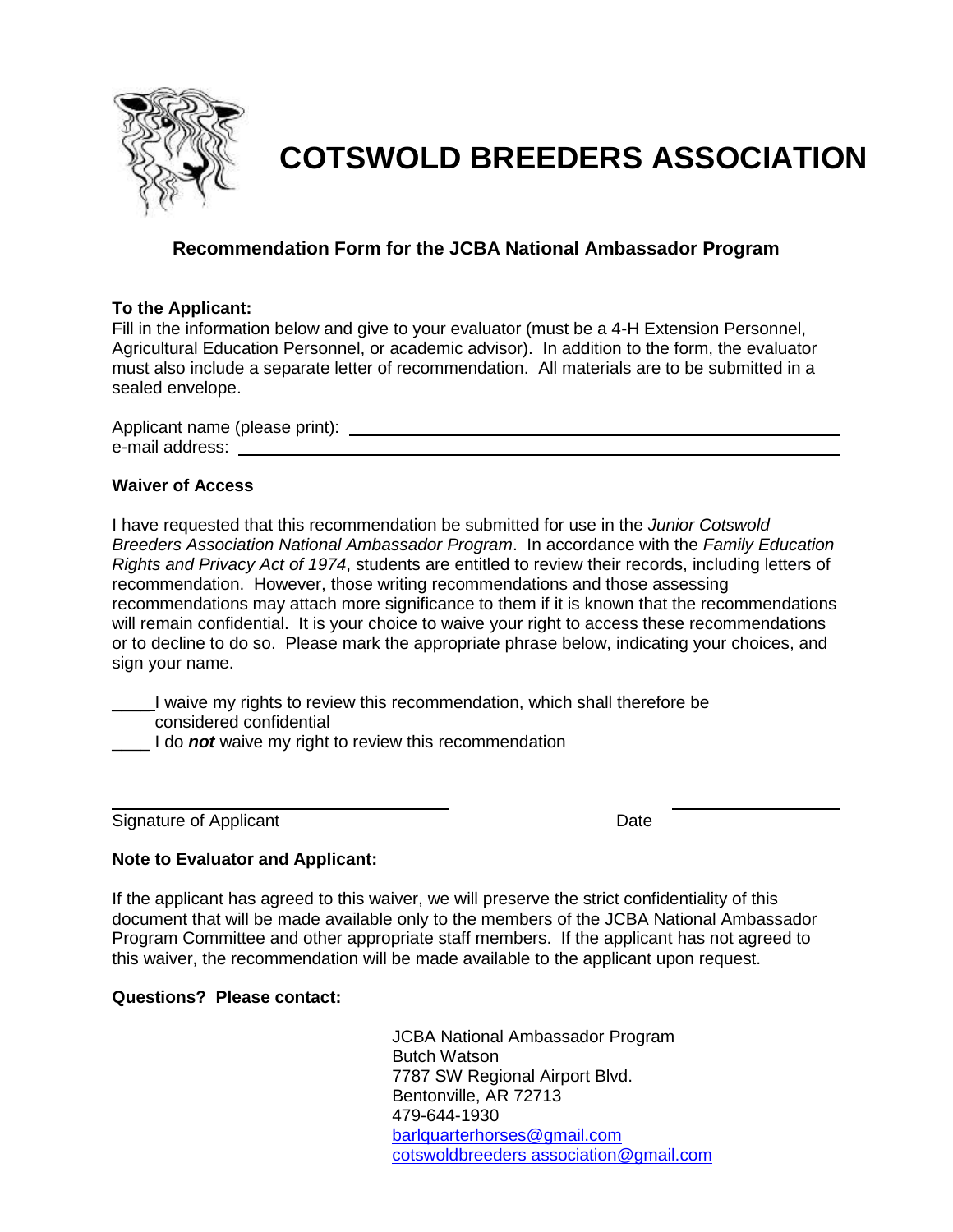# COTSWOLD BREEDERS ASSOCIATION

## Recommendation Form for the JCBA National Ambassador Program

**To the Applicant:**
Fill in the information below and give to your evaluator (must be a 4-H Extension Personnel, Agricultural Education Personnel, or academic advisor). In addition to the form, the evaluator must also include a separate letter of recommendation. All materials are to be submitted in a sealed envelope.

Applicant name (please print): ______________________________

e-mail address: ______________________________

**Waiver of Access**

I have requested that this recommendation be submitted for use in the *Junior Cotswold Breeders Association National Ambassador Program*. In accordance with the *Family Education Rights and Privacy Act of 1974*, students are entitled to review their records, including letters of recommendation. However, those writing recommendations and those assessing recommendations may attach more significance to them if it is known that the recommendations will remain confidential. It is your choice to waive your right to access these recommendations or to decline to do so. Please mark the appropriate phrase below, indicating your choices, and sign your name.

_____I waive my rights to review this recommendation, which shall therefore be considered confidential

____ I do ***not*** waive my right to review this recommendation

______________________________ ____________________

Signature of Applicant Date

**Note to Evaluator and Applicant:**

If the applicant has agreed to this waiver, we will preserve the strict confidentiality of this document that will be made available only to the members of the JCBA National Ambassador Program Committee and other appropriate staff members. If the applicant has not agreed to this waiver, the recommendation will be made available to the applicant upon request.

**Questions? Please contact:**

JCBA National Ambassador Program
Butch Watson
7787 SW Regional Airport Blvd.
Bentonville, AR 72713
479-644-1930
barlquarterhorses@gmail.com
cotswoldbreeders association@gmail.com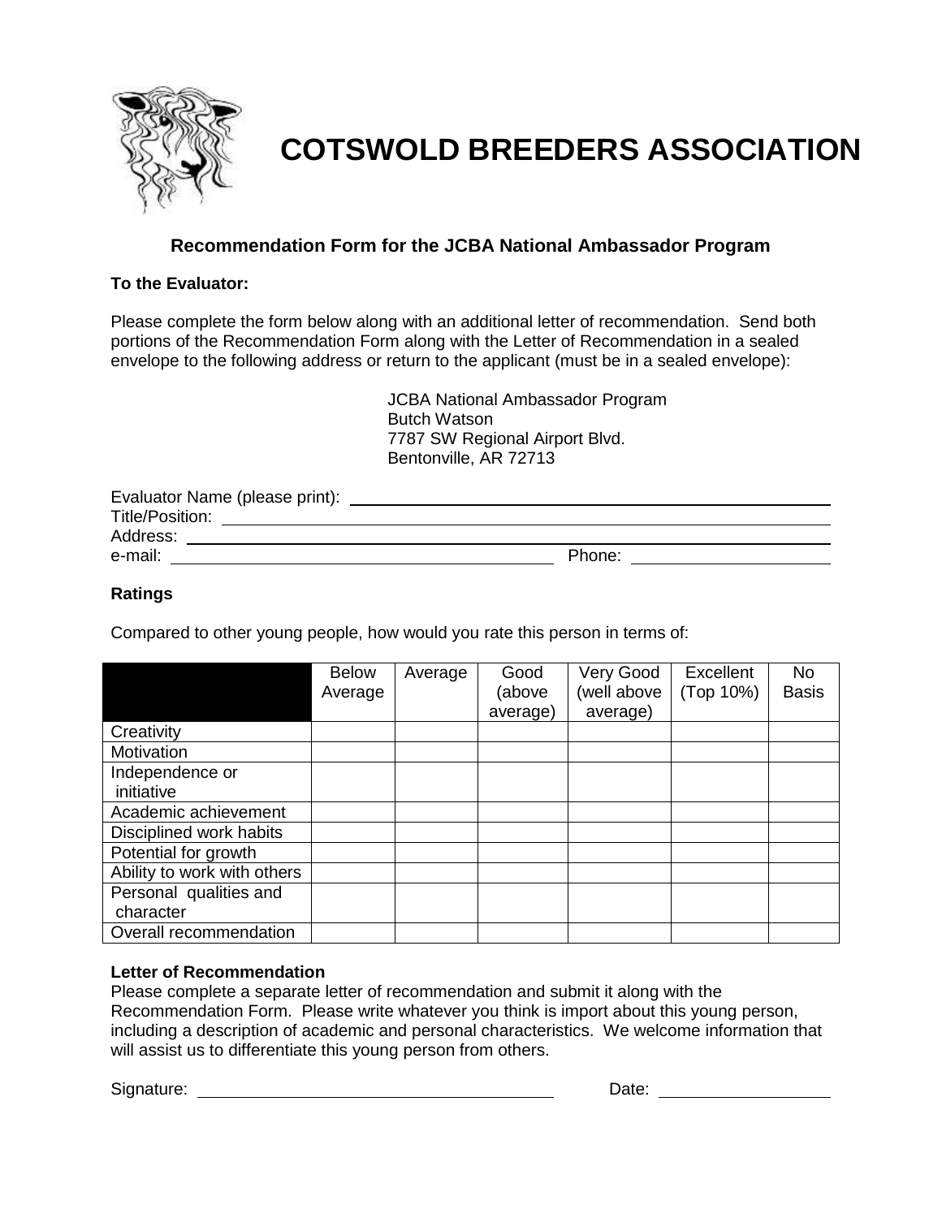# COTSWOLD BREEDERS ASSOCIATION

### Recommendation Form for the JCBA National Ambassador Program

**To the Evaluator:**

Please complete the form below along with an additional letter of recommendation. Send both portions of the Recommendation Form along with the Letter of Recommendation in a sealed envelope to the following address or return to the applicant (must be in a sealed envelope):

JCBA National Ambassador Program
Butch Watson
7787 SW Regional Airport Blvd.
Bentonville, AR 72713

Evaluator Name (please print): ______________________________
Title/Position: ______________________________
Address: ______________________________
e-mail: ______________________________ Phone: ______________________________

**Ratings**

Compared to other young people, how would you rate this person in terms of:

| | Below Average | Average | Good (above average) | Very Good (well above average) | Excellent (Top 10%) | No Basis |
|---|---|---|---|---|---|---|
| Creativity | | | | | | |
| Motivation | | | | | | |
| Independence or initiative | | | | | | |
| Academic achievement | | | | | | |
| Disciplined work habits | | | | | | |
| Potential for growth | | | | | | |
| Ability to work with others | | | | | | |
| Personal qualities and character | | | | | | |
| Overall recommendation | | | | | | |

**Letter of Recommendation**
Please complete a separate letter of recommendation and submit it along with the Recommendation Form. Please write whatever you think is import about this young person, including a description of academic and personal characteristics. We welcome information that will assist us to differentiate this young person from others.

Signature: ______________________________ Date: ______________________________